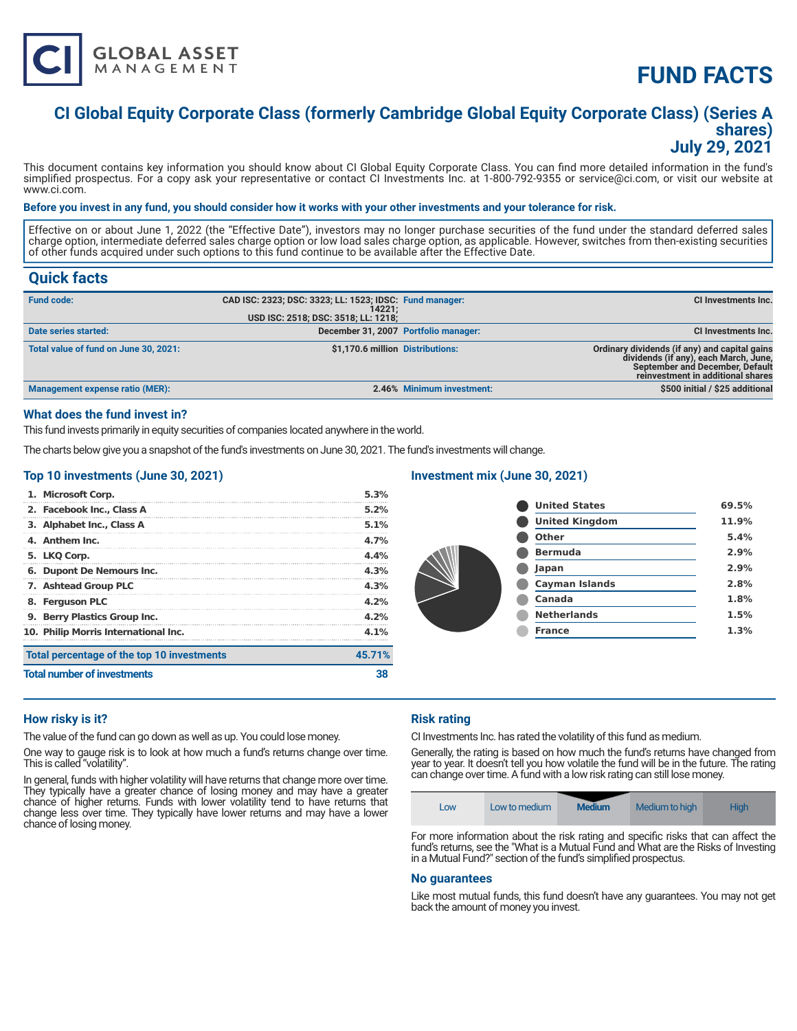# FUND FACTS

## CI Global Equity Corporate Class (formerly Cambridge Global Equity Corporate Class) (Series A shares)
## July 29, 2021

This document contains key information you should know about CI Global Equity Corporate Class. You can find more detailed information in the fund's simplified prospectus. For a copy ask your representative or contact CI Investments Inc. at 1-800-792-9355 or service@ci.com, or visit our website at www.ci.com.

**Before you invest in any fund, you should consider how it works with your other investments and your tolerance for risk.**

Effective on or about June 1, 2022 (the "Effective Date"), investors may no longer purchase securities of the fund under the standard deferred sales charge option, intermediate deferred sales charge option or low load sales charge option, as applicable. However, switches from then-existing securities of other funds acquired under such options to this fund continue to be available after the Effective Date.

## Quick facts

| | | | |
|---|---|---|---|
| **Fund code:** | CAD ISC: 2323; DSC: 3323; LL: 1523; IDSC: 14221; USD ISC: 2518; DSC: 3518; LL: 1218; | **Fund manager:** | CI Investments Inc. |
| **Date series started:** | December 31, 2007 | **Portfolio manager:** | CI Investments Inc. |
| **Total value of fund on June 30, 2021:** | $1,170.6 million | **Distributions:** | Ordinary dividends (if any) and capital gains dividends (if any), each March, June, September and December, Default reinvestment in additional shares |
| **Management expense ratio (MER):** | 2.46% | **Minimum investment:** | $500 initial / $25 additional |

### What does the fund invest in?

This fund invests primarily in equity securities of companies located anywhere in the world.

The charts below give you a snapshot of the fund's investments on June 30, 2021. The fund's investments will change.

### Top 10 investments (June 30, 2021)

| | |
|---|---|
| 1. Microsoft Corp. | 5.3% |
| 2. Facebook Inc., Class A | 5.2% |
| 3. Alphabet Inc., Class A | 5.1% |
| 4. Anthem Inc. | 4.7% |
| 5. LKQ Corp. | 4.4% |
| 6. Dupont De Nemours Inc. | 4.3% |
| 7. Ashtead Group PLC | 4.3% |
| 8. Ferguson PLC | 4.2% |
| 9. Berry Plastics Group Inc. | 4.2% |
| 10. Philip Morris International Inc. | 4.1% |
| **Total percentage of the top 10 investments** | **45.71%** |
| **Total number of investments** | **38** |

### Investment mix (June 30, 2021)

| | |
|---|---|
| United States | 69.5% |
| United Kingdom | 11.9% |
| Other | 5.4% |
| Bermuda | 2.9% |
| Japan | 2.9% |
| Cayman Islands | 2.8% |
| Canada | 1.8% |
| Netherlands | 1.5% |
| France | 1.3% |

### How risky is it?

The value of the fund can go down as well as up. You could lose money.

One way to gauge risk is to look at how much a fund's returns change over time. This is called "volatility".

In general, funds with higher volatility will have returns that change more over time. They typically have a greater chance of losing money and may have a greater chance of higher returns. Funds with lower volatility tend to have returns that change less over time. They typically have lower returns and may have a lower chance of losing money.

### Risk rating

CI Investments Inc. has rated the volatility of this fund as medium.

Generally, the rating is based on how much the fund's returns have changed from year to year. It doesn't tell you how volatile the fund will be in the future. The rating can change over time. A fund with a low risk rating can still lose money.

| Low | Low to medium | **Medium** | Medium to high | High |
|---|---|---|---|---|

For more information about the risk rating and specific risks that can affect the fund's returns, see the "What is a Mutual Fund and What are the Risks of Investing in a Mutual Fund?" section of the fund's simplified prospectus.

### No guarantees

Like most mutual funds, this fund doesn't have any guarantees. You may not get back the amount of money you invest.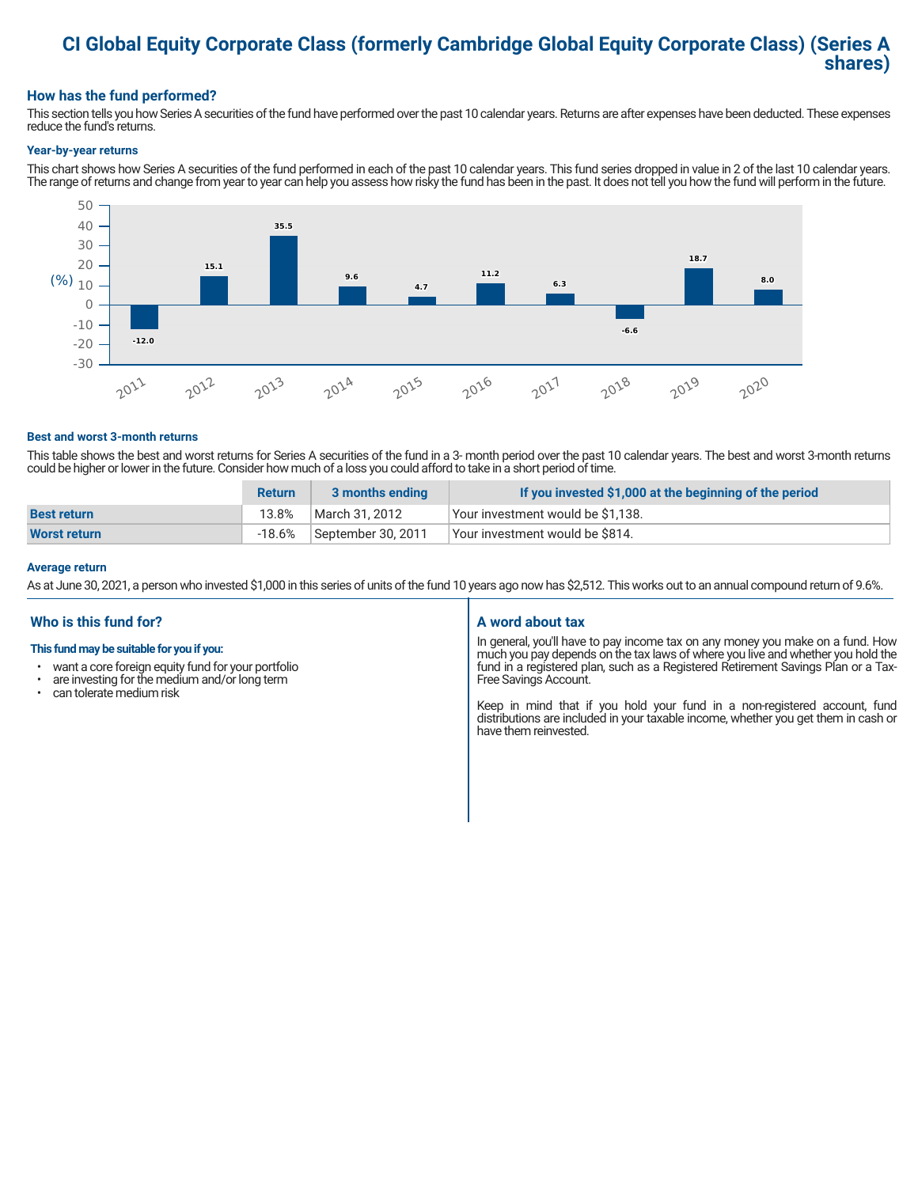# CI Global Equity Corporate Class (formerly Cambridge Global Equity Corporate Class) (Series A shares)

## How has the fund performed?

This section tells you how Series A securities of the fund have performed over the past 10 calendar years. Returns are after expenses have been deducted. These expenses reduce the fund's returns.

### Year-by-year returns

This chart shows how Series A securities of the fund performed in each of the past 10 calendar years. This fund series dropped in value in 2 of the last 10 calendar years. The range of returns and change from year to year can help you assess how risky the fund has been in the past. It does not tell you how the fund will perform in the future.

| Year | Return (%) |
|---|---|
| 2011 | -12.0 |
| 2012 | 15.1 |
| 2013 | 35.5 |
| 2014 | 9.6 |
| 2015 | 4.7 |
| 2016 | 11.2 |
| 2017 | 6.3 |
| 2018 | -6.6 |
| 2019 | 18.7 |
| 2020 | 8.0 |

### Best and worst 3-month returns

This table shows the best and worst returns for Series A securities of the fund in a 3- month period over the past 10 calendar years. The best and worst 3-month returns could be higher or lower in the future. Consider how much of a loss you could afford to take in a short period of time.

| | Return | 3 months ending | If you invested $1,000 at the beginning of the period |
|---|---|---|---|
| **Best return** | 13.8% | March 31, 2012 | Your investment would be $1,138. |
| **Worst return** | -18.6% | September 30, 2011 | Your investment would be $814. |

### Average return

As at June 30, 2021, a person who invested $1,000 in this series of units of the fund 10 years ago now has $2,512. This works out to an annual compound return of 9.6%.

## Who is this fund for?

**This fund may be suitable for you if you:**

- want a core foreign equity fund for your portfolio
- are investing for the medium and/or long term
- can tolerate medium risk

## A word about tax

In general, you'll have to pay income tax on any money you make on a fund. How much you pay depends on the tax laws of where you live and whether you hold the fund in a registered plan, such as a Registered Retirement Savings Plan or a Tax-Free Savings Account.

Keep in mind that if you hold your fund in a non-registered account, fund distributions are included in your taxable income, whether you get them in cash or have them reinvested.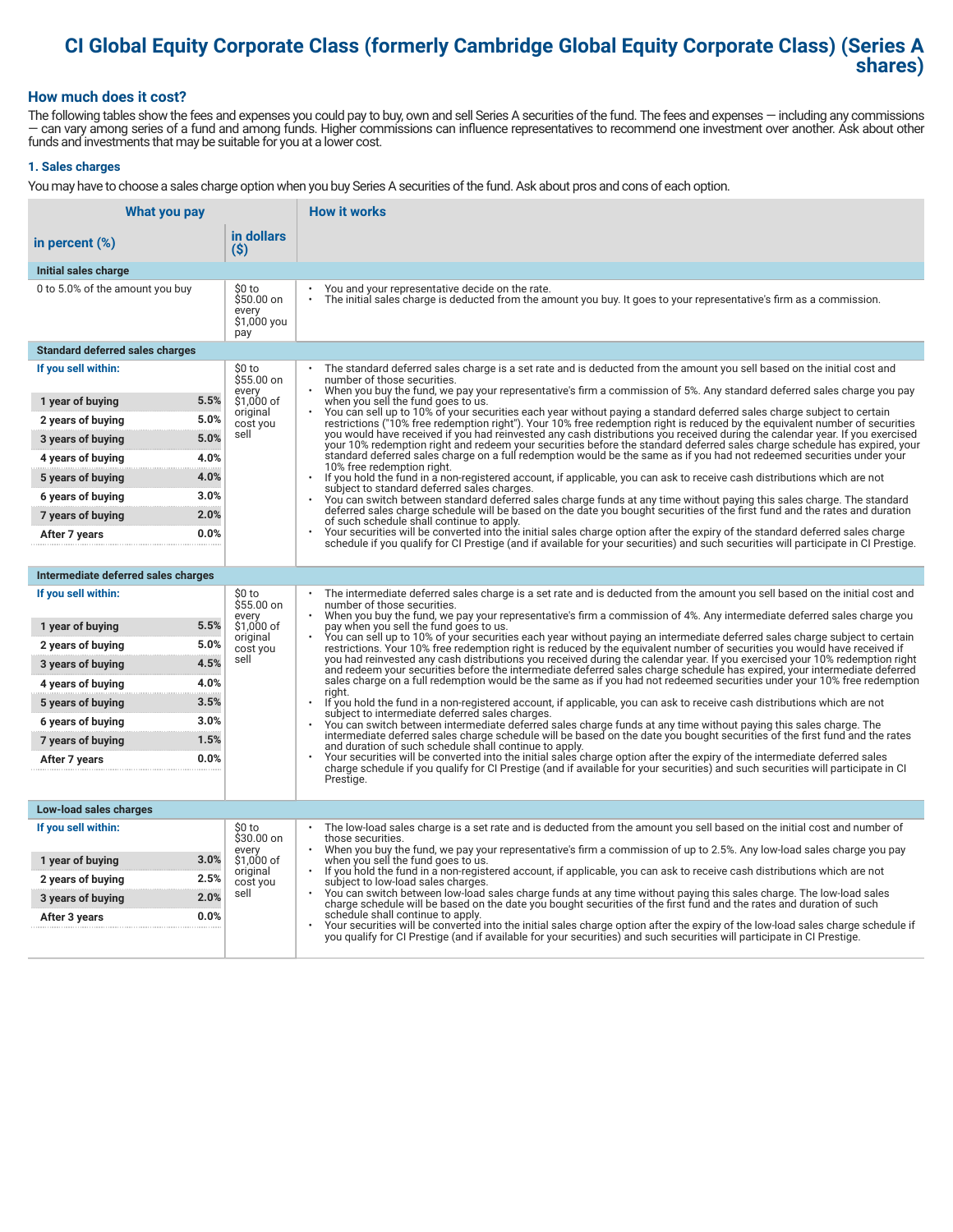# CI Global Equity Corporate Class (formerly Cambridge Global Equity Corporate Class) (Series A shares)

## How much does it cost?

The following tables show the fees and expenses you could pay to buy, own and sell Series A securities of the fund. The fees and expenses — including any commissions — can vary among series of a fund and among funds. Higher commissions can influence representatives to recommend one investment over another. Ask about other funds and investments that may be suitable for you at a lower cost.

### 1. Sales charges

You may have to choose a sales charge option when you buy Series A securities of the fund. Ask about pros and cons of each option.

| What you pay | | | How it works |
|---|---|---|---|
| **in percent (%)** | | **in dollars ($)** | |
| **Initial sales charge** | | | |
| 0 to 5.0% of the amount you buy | | $0 to $50.00 on every $1,000 you pay | • You and your representative decide on the rate.<br>• The initial sales charge is deducted from the amount you buy. It goes to your representative's firm as a commission. |
| **Standard deferred sales charges** | | | |
| **If you sell within:** | | $0 to $55.00 on every $1,000 of original cost you sell | • The standard deferred sales charge is a set rate and is deducted from the amount you sell based on the initial cost and number of those securities.<br>• When you buy the fund, we pay your representative's firm a commission of 5%. Any standard deferred sales charge you pay when you sell the fund goes to us.<br>• You can sell up to 10% of your securities each year without paying a standard deferred sales charge subject to certain restrictions ("10% free redemption right"). Your 10% free redemption right is reduced by the equivalent number of securities you would have received if you had reinvested any cash distributions you received during the calendar year. If you exercised your 10% redemption right and redeem your securities before the standard deferred sales charge schedule has expired, your standard deferred sales charge on a full redemption would be the same as if you had not redeemed securities under your 10% free redemption right.<br>• If you hold the fund in a non-registered account, if applicable, you can ask to receive cash distributions which are not subject to standard deferred sales charges.<br>• You can switch between standard deferred sales charge funds at any time without paying this sales charge. The standard deferred sales charge schedule will be based on the date you bought securities of the first fund and the rates and duration of such schedule shall continue to apply.<br>• Your securities will be converted into the initial sales charge option after the expiry of the standard deferred sales charge schedule if you qualify for CI Prestige (and if available for your securities) and such securities will participate in CI Prestige. |
| 1 year of buying | 5.5% | | |
| 2 years of buying | 5.0% | | |
| 3 years of buying | 5.0% | | |
| 4 years of buying | 4.0% | | |
| 5 years of buying | 4.0% | | |
| 6 years of buying | 3.0% | | |
| 7 years of buying | 2.0% | | |
| After 7 years | 0.0% | | |
| **Intermediate deferred sales charges** | | | |
| **If you sell within:** | | $0 to $55.00 on every $1,000 of original cost you sell | • The intermediate deferred sales charge is a set rate and is deducted from the amount you sell based on the initial cost and number of those securities.<br>• When you buy the fund, we pay your representative's firm a commission of 4%. Any intermediate deferred sales charge you pay when you sell the fund goes to us.<br>• You can sell up to 10% of your securities each year without paying an intermediate deferred sales charge subject to certain restrictions. Your 10% free redemption right is reduced by the equivalent number of securities you would have received if you had reinvested any cash distributions you received during the calendar year. If you exercised your 10% redemption right and redeem your securities before the intermediate deferred sales charge schedule has expired, your intermediate deferred sales charge on a full redemption would be the same as if you had not redeemed securities under your 10% free redemption right.<br>• If you hold the fund in a non-registered account, if applicable, you can ask to receive cash distributions which are not subject to intermediate deferred sales charges.<br>• You can switch between intermediate deferred sales charge funds at any time without paying this sales charge. The intermediate deferred sales charge schedule will be based on the date you bought securities of the first fund and the rates and duration of such schedule shall continue to apply.<br>• Your securities will be converted into the initial sales charge option after the expiry of the intermediate deferred sales charge schedule if you qualify for CI Prestige (and if available for your securities) and such securities will participate in CI Prestige. |
| 1 year of buying | 5.5% | | |
| 2 years of buying | 5.0% | | |
| 3 years of buying | 4.5% | | |
| 4 years of buying | 4.0% | | |
| 5 years of buying | 3.5% | | |
| 6 years of buying | 3.0% | | |
| 7 years of buying | 1.5% | | |
| After 7 years | 0.0% | | |
| **Low-load sales charges** | | | |
| **If you sell within:** | | $0 to $30.00 on every $1,000 of original cost you sell | • The low-load sales charge is a set rate and is deducted from the amount you sell based on the initial cost and number of those securities.<br>• When you buy the fund, we pay your representative's firm a commission of up to 2.5%. Any low-load sales charge you pay when you sell the fund goes to us.<br>• If you hold the fund in a non-registered account, if applicable, you can ask to receive cash distributions which are not subject to low-load sales charges.<br>• You can switch between low-load sales charge funds at any time without paying this sales charge. The low-load sales charge schedule will be based on the date you bought securities of the first fund and the rates and duration of such schedule shall continue to apply.<br>• Your securities will be converted into the initial sales charge option after the expiry of the low-load sales charge schedule if you qualify for CI Prestige (and if available for your securities) and such securities will participate in CI Prestige. |
| 1 year of buying | 3.0% | | |
| 2 years of buying | 2.5% | | |
| 3 years of buying | 2.0% | | |
| After 3 years | 0.0% | | |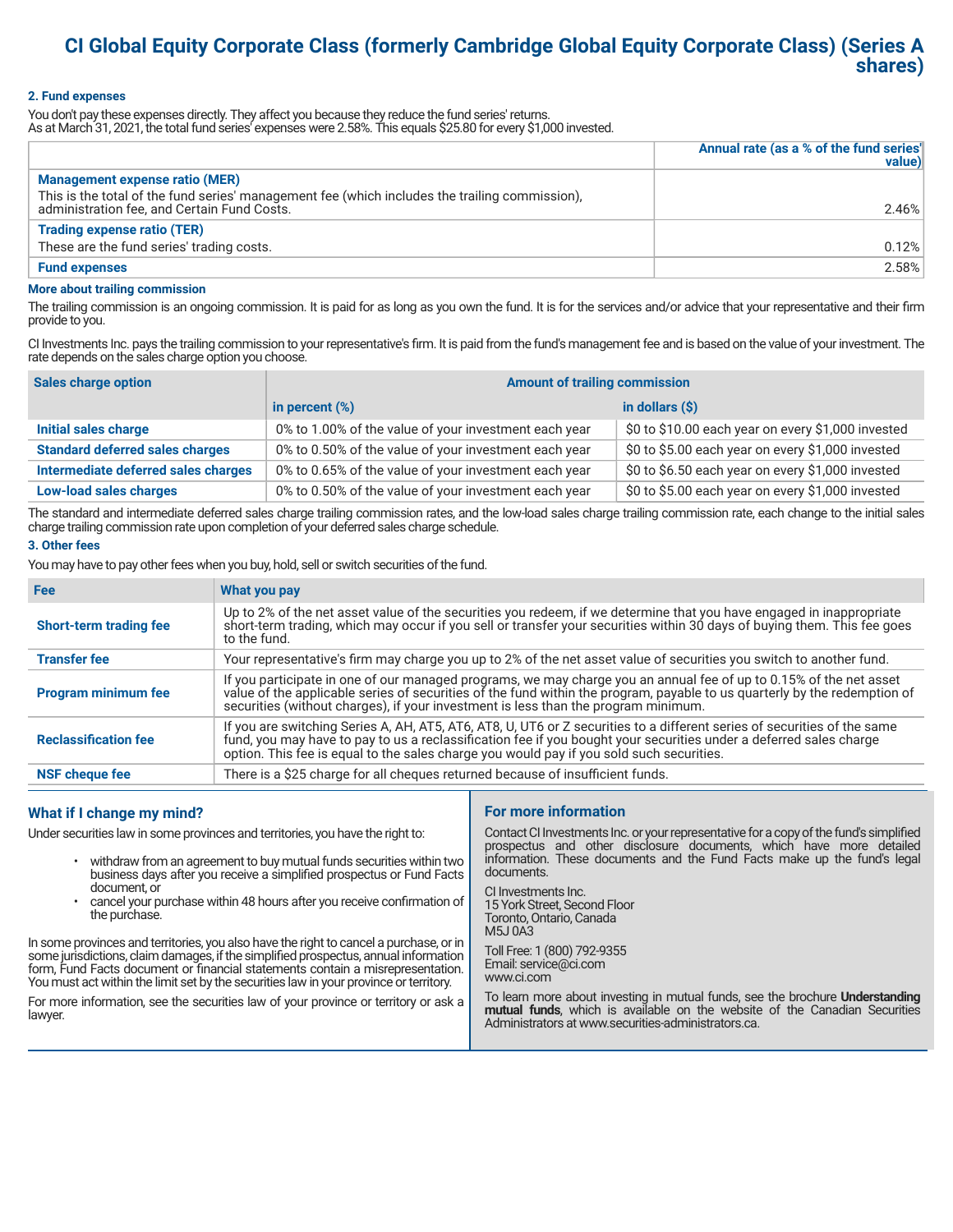# CI Global Equity Corporate Class (formerly Cambridge Global Equity Corporate Class) (Series A shares)

### 2. Fund expenses

You don't pay these expenses directly. They affect you because they reduce the fund series' returns.
As at March 31, 2021, the total fund series' expenses were 2.58%. This equals $25.80 for every $1,000 invested.

| | Annual rate (as a % of the fund series' value) |
|---|---|
| **Management expense ratio (MER)**<br>This is the total of the fund series' management fee (which includes the trailing commission), administration fee, and Certain Fund Costs. | 2.46% |
| **Trading expense ratio (TER)**<br>These are the fund series' trading costs. | 0.12% |
| **Fund expenses** | 2.58% |

#### More about trailing commission

The trailing commission is an ongoing commission. It is paid for as long as you own the fund. It is for the services and/or advice that your representative and their firm provide to you.

CI Investments Inc. pays the trailing commission to your representative's firm. It is paid from the fund's management fee and is based on the value of your investment. The rate depends on the sales charge option you choose.

| Sales charge option | Amount of trailing commission | |
|---|---|---|
| | in percent (%) | in dollars ($) |
| **Initial sales charge** | 0% to 1.00% of the value of your investment each year | $0 to $10.00 each year on every $1,000 invested |
| **Standard deferred sales charges** | 0% to 0.50% of the value of your investment each year | $0 to $5.00 each year on every $1,000 invested |
| **Intermediate deferred sales charges** | 0% to 0.65% of the value of your investment each year | $0 to $6.50 each year on every $1,000 invested |
| **Low-load sales charges** | 0% to 0.50% of the value of your investment each year | $0 to $5.00 each year on every $1,000 invested |

The standard and intermediate deferred sales charge trailing commission rates, and the low-load sales charge trailing commission rate, each change to the initial sales charge trailing commission rate upon completion of your deferred sales charge schedule.

### 3. Other fees

You may have to pay other fees when you buy, hold, sell or switch securities of the fund.

| Fee | What you pay |
|---|---|
| **Short-term trading fee** | Up to 2% of the net asset value of the securities you redeem, if we determine that you have engaged in inappropriate short-term trading, which may occur if you sell or transfer your securities within 30 days of buying them. This fee goes to the fund. |
| **Transfer fee** | Your representative's firm may charge you up to 2% of the net asset value of securities you switch to another fund. |
| **Program minimum fee** | If you participate in one of our managed programs, we may charge you an annual fee of up to 0.15% of the net asset value of the applicable series of securities of the fund within the program, payable to us quarterly by the redemption of securities (without charges), if your investment is less than the program minimum. |
| **Reclassification fee** | If you are switching Series A, AH, AT5, AT6, AT8, U, UT6 or Z securities to a different series of securities of the same fund, you may have to pay to us a reclassification fee if you bought your securities under a deferred sales charge option. This fee is equal to the sales charge you would pay if you sold such securities. |
| **NSF cheque fee** | There is a $25 charge for all cheques returned because of insufficient funds. |

## What if I change my mind?

Under securities law in some provinces and territories, you have the right to:

- withdraw from an agreement to buy mutual funds securities within two business days after you receive a simplified prospectus or Fund Facts document, or
- cancel your purchase within 48 hours after you receive confirmation of the purchase.

In some provinces and territories, you also have the right to cancel a purchase, or in some jurisdictions, claim damages, if the simplified prospectus, annual information form, Fund Facts document or financial statements contain a misrepresentation. You must act within the limit set by the securities law in your province or territory.

For more information, see the securities law of your province or territory or ask a lawyer.

## For more information

Contact CI Investments Inc. or your representative for a copy of the fund's simplified prospectus and other disclosure documents, which have more detailed information. These documents and the Fund Facts make up the fund's legal documents.

CI Investments Inc.
15 York Street, Second Floor
Toronto, Ontario, Canada
M5J 0A3

Toll Free: 1 (800) 792-9355
Email: service@ci.com
www.ci.com

To learn more about investing in mutual funds, see the brochure **Understanding mutual funds**, which is available on the website of the Canadian Securities Administrators at www.securities-administrators.ca.